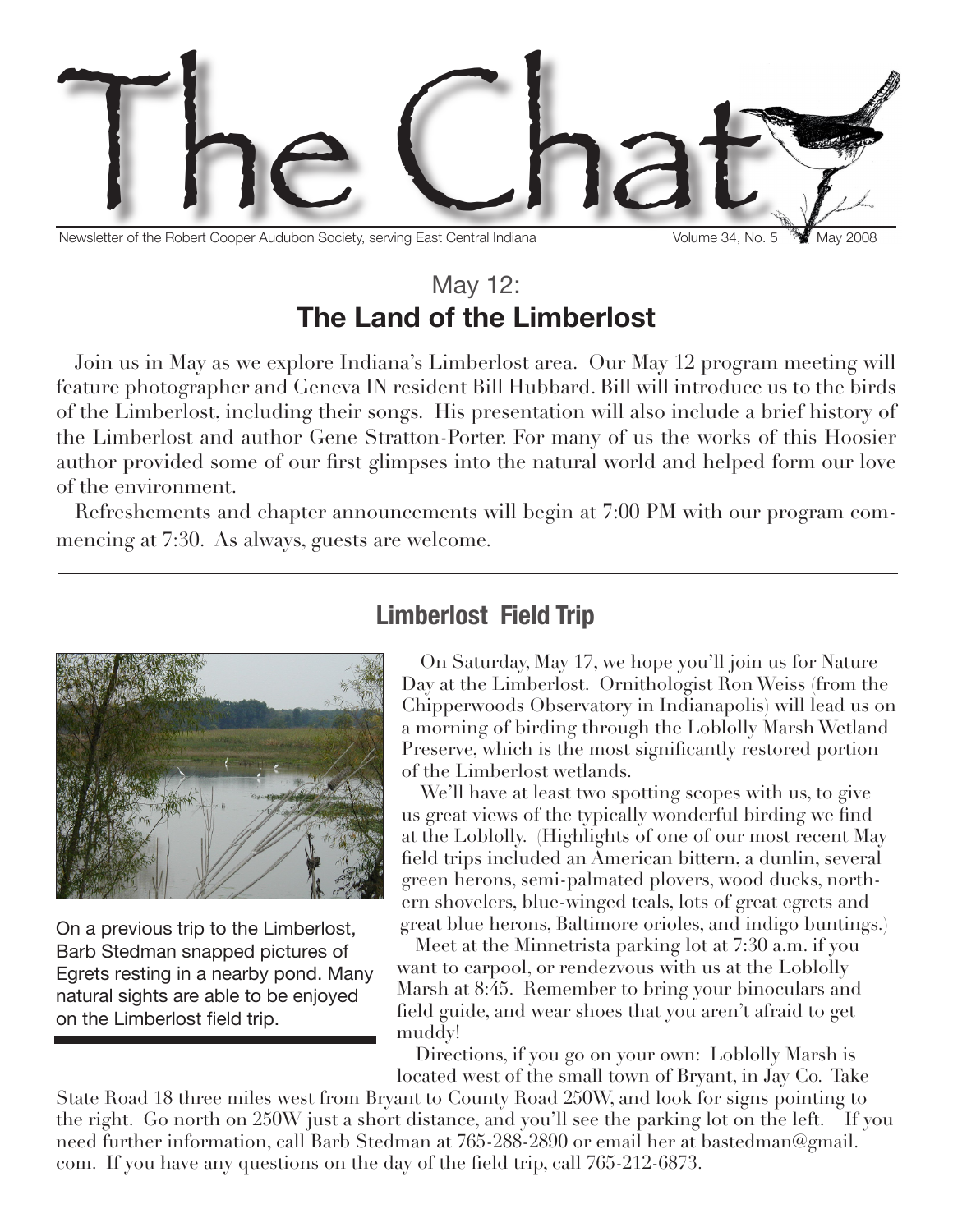# The Chat

Newsletter of the Robert Cooper Audubon Society, serving East Central Indiana — Volume 34, No. 5 — May 2008

## May 12:
## The Land of the Limberlost

Join us in May as we explore Indiana's Limberlost area. Our May 12 program meeting will feature photographer and Geneva IN resident Bill Hubbard. Bill will introduce us to the birds of the Limberlost, including their songs. His presentation will also include a brief history of the Limberlost and author Gene Stratton-Porter. For many of us the works of this Hoosier author provided some of our first glimpses into the natural world and helped form our love of the environment.

Refreshements and chapter announcements will begin at 7:00 PM with our program commencing at 7:30. As always, guests are welcome.

---

## Limberlost Field Trip

On a previous trip to the Limberlost, Barb Stedman snapped pictures of Egrets resting in a nearby pond. Many natural sights are able to be enjoyed on the Limberlost field trip.

On Saturday, May 17, we hope you'll join us for Nature Day at the Limberlost. Ornithologist Ron Weiss (from the Chipperwoods Observatory in Indianapolis) will lead us on a morning of birding through the Loblolly Marsh Wetland Preserve, which is the most significantly restored portion of the Limberlost wetlands.

We'll have at least two spotting scopes with us, to give us great views of the typically wonderful birding we find at the Loblolly. (Highlights of one of our most recent May field trips included an American bittern, a dunlin, several green herons, semi-palmated plovers, wood ducks, northern shovelers, blue-winged teals, lots of great egrets and great blue herons, Baltimore orioles, and indigo buntings.)

Meet at the Minnetrista parking lot at 7:30 a.m. if you want to carpool, or rendezvous with us at the Loblolly Marsh at 8:45. Remember to bring your binoculars and field guide, and wear shoes that you aren't afraid to get muddy!

Directions, if you go on your own: Loblolly Marsh is located west of the small town of Bryant, in Jay Co. Take State Road 18 three miles west from Bryant to County Road 250W, and look for signs pointing to the right. Go north on 250W just a short distance, and you'll see the parking lot on the left. If you need further information, call Barb Stedman at 765-288-2890 or email her at bastedman@gmail.com. If you have any questions on the day of the field trip, call 765-212-6873.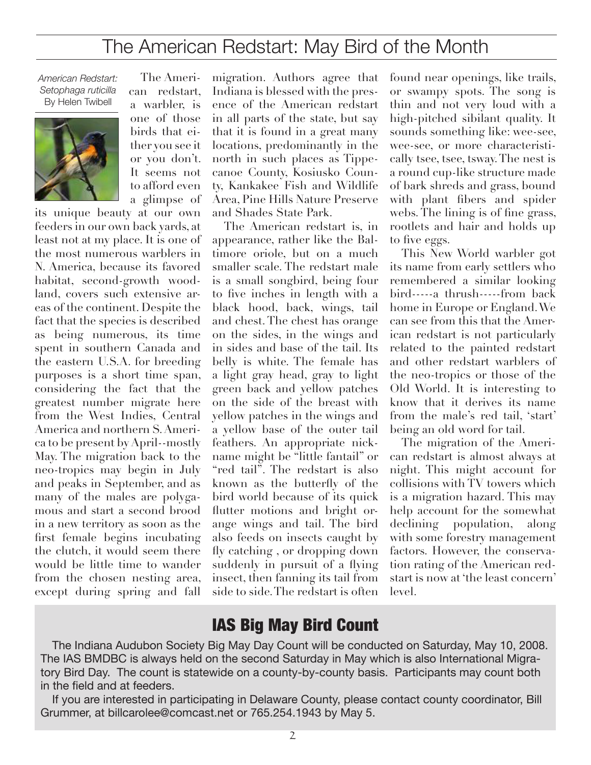# The American Redstart: May Bird of the Month

*American Redstart: Setophaga ruticilla*
By Helen Twibell

The American redstart, a warbler, is one of those birds that either you see it or you don't. It seems not to afford even a glimpse of its unique beauty at our own feeders in our own back yards, at least not at my place. It is one of the most numerous warblers in N. America, because its favored habitat, second-growth woodland, covers such extensive areas of the continent. Despite the fact that the species is described as being numerous, its time spent in southern Canada and the eastern U.S.A. for breeding purposes is a short time span, considering the fact that the greatest number migrate here from the West Indies, Central America and northern S. America to be present by April--mostly May. The migration back to the neo-tropics may begin in July and peaks in September, and as many of the males are polygamous and start a second brood in a new territory as soon as the first female begins incubating the clutch, it would seem there would be little time to wander from the chosen nesting area, except during spring and fall migration. Authors agree that Indiana is blessed with the presence of the American redstart in all parts of the state, but say that it is found in a great many locations, predominantly in the north in such places as Tippecanoe County, Kosiusko County, Kankakee Fish and Wildlife Area, Pine Hills Nature Preserve and Shades State Park.

The American redstart is, in appearance, rather like the Baltimore oriole, but on a much smaller scale. The redstart male is a small songbird, being four to five inches in length with a black hood, back, wings, tail and chest. The chest has orange on the sides, in the wings and in sides and base of the tail. Its belly is white. The female has a light gray head, gray to light green back and yellow patches on the side of the breast with yellow patches in the wings and a yellow base of the outer tail feathers. An appropriate nickname might be "little fantail" or "red tail". The redstart is also known as the butterfly of the bird world because of its quick flutter motions and bright orange wings and tail. The bird also feeds on insects caught by fly catching , or dropping down suddenly in pursuit of a flying insect, then fanning its tail from side to side. The redstart is often found near openings, like trails, or swampy spots. The song is thin and not very loud with a high-pitched sibilant quality. It sounds something like: wee-see, wee-see, or more characteristically tsee, tsee, tsway. The nest is a round cup-like structure made of bark shreds and grass, bound with plant fibers and spider webs. The lining is of fine grass, rootlets and hair and holds up to five eggs.

This New World warbler got its name from early settlers who remembered a similar looking bird-----a thrush-----from back home in Europe or England. We can see from this that the American redstart is not particularly related to the painted redstart and other redstart warblers of the neo-tropics or those of the Old World. It is interesting to know that it derives its name from the male's red tail, 'start' being an old word for tail.

The migration of the American redstart is almost always at night. This might account for collisions with TV towers which is a migration hazard. This may help account for the somewhat declining population, along with some forestry management factors. However, the conservation rating of the American redstart is now at 'the least concern' level.

## IAS Big May Bird Count

The Indiana Audubon Society Big May Day Count will be conducted on Saturday, May 10, 2008. The IAS BMDBC is always held on the second Saturday in May which is also International Migratory Bird Day. The count is statewide on a county-by-county basis. Participants may count both in the field and at feeders.

If you are interested in participating in Delaware County, please contact county coordinator, Bill Grummer, at billcarolee@comcast.net or 765.254.1943 by May 5.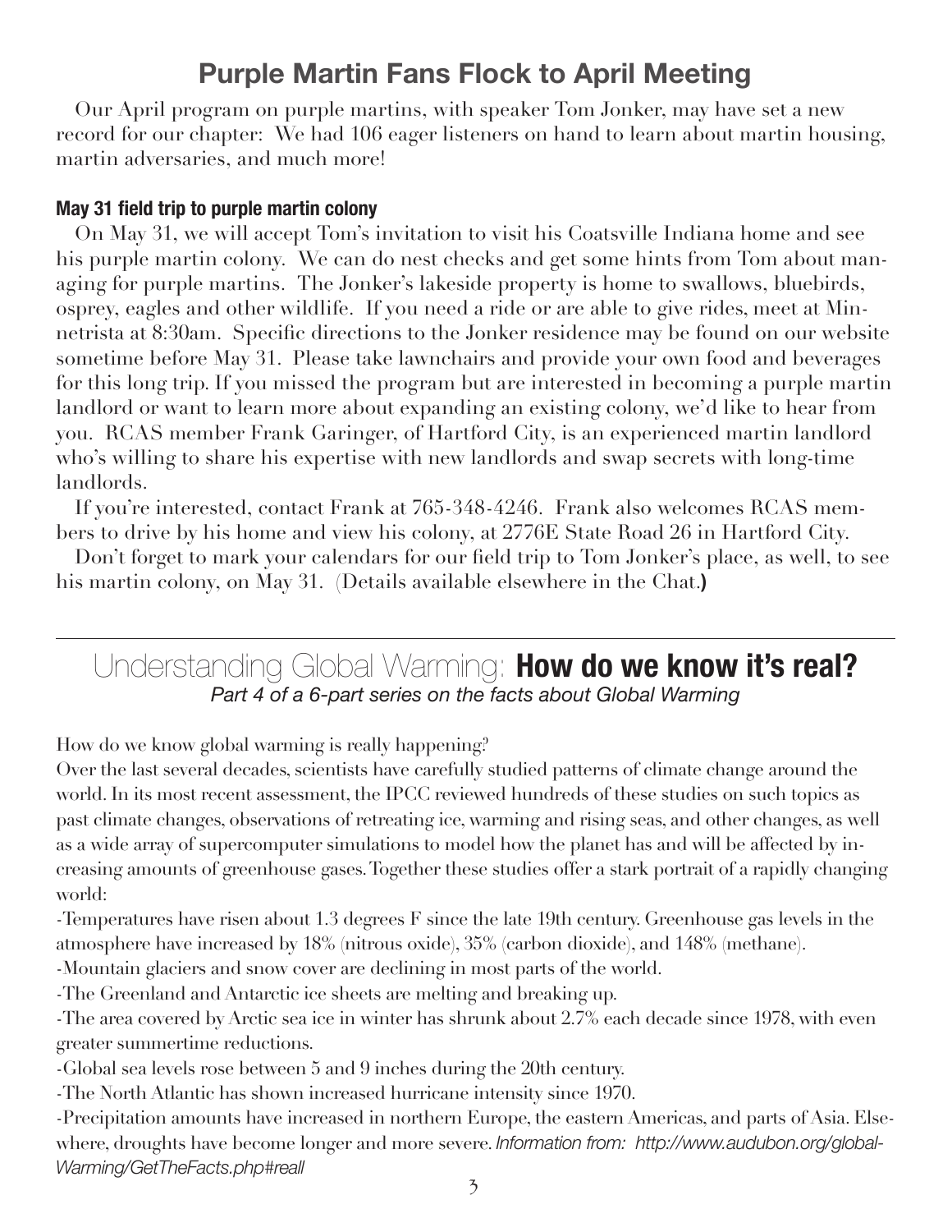## Purple Martin Fans Flock to April Meeting

Our April program on purple martins, with speaker Tom Jonker, may have set a new record for our chapter: We had 106 eager listeners on hand to learn about martin housing, martin adversaries, and much more!

### May 31 field trip to purple martin colony

On May 31, we will accept Tom's invitation to visit his Coatsville Indiana home and see his purple martin colony. We can do nest checks and get some hints from Tom about managing for purple martins. The Jonker's lakeside property is home to swallows, bluebirds, osprey, eagles and other wildlife. If you need a ride or are able to give rides, meet at Minnetrista at 8:30am. Specific directions to the Jonker residence may be found on our website sometime before May 31. Please take lawnchairs and provide your own food and beverages for this long trip. If you missed the program but are interested in becoming a purple martin landlord or want to learn more about expanding an existing colony, we'd like to hear from you. RCAS member Frank Garinger, of Hartford City, is an experienced martin landlord who's willing to share his expertise with new landlords and swap secrets with long-time landlords.

If you're interested, contact Frank at 765-348-4246. Frank also welcomes RCAS members to drive by his home and view his colony, at 2776E State Road 26 in Hartford City.

Don't forget to mark your calendars for our field trip to Tom Jonker's place, as well, to see his martin colony, on May 31. (Details available elsewhere in the Chat.)

---

## Understanding Global Warming: **How do we know it's real?**

*Part 4 of a 6-part series on the facts about Global Warming*

How do we know global warming is really happening?

Over the last several decades, scientists have carefully studied patterns of climate change around the world. In its most recent assessment, the IPCC reviewed hundreds of these studies on such topics as past climate changes, observations of retreating ice, warming and rising seas, and other changes, as well as a wide array of supercomputer simulations to model how the planet has and will be affected by increasing amounts of greenhouse gases. Together these studies offer a stark portrait of a rapidly changing world:

-Temperatures have risen about 1.3 degrees F since the late 19th century. Greenhouse gas levels in the atmosphere have increased by 18% (nitrous oxide), 35% (carbon dioxide), and 148% (methane).

-Mountain glaciers and snow cover are declining in most parts of the world.

-The Greenland and Antarctic ice sheets are melting and breaking up.

-The area covered by Arctic sea ice in winter has shrunk about 2.7% each decade since 1978, with even greater summertime reductions.

-Global sea levels rose between 5 and 9 inches during the 20th century.

-The North Atlantic has shown increased hurricane intensity since 1970.

-Precipitation amounts have increased in northern Europe, the eastern Americas, and parts of Asia. Elsewhere, droughts have become longer and more severe. *Information from: http://www.audubon.org/globalWarming/GetTheFacts.php#reall*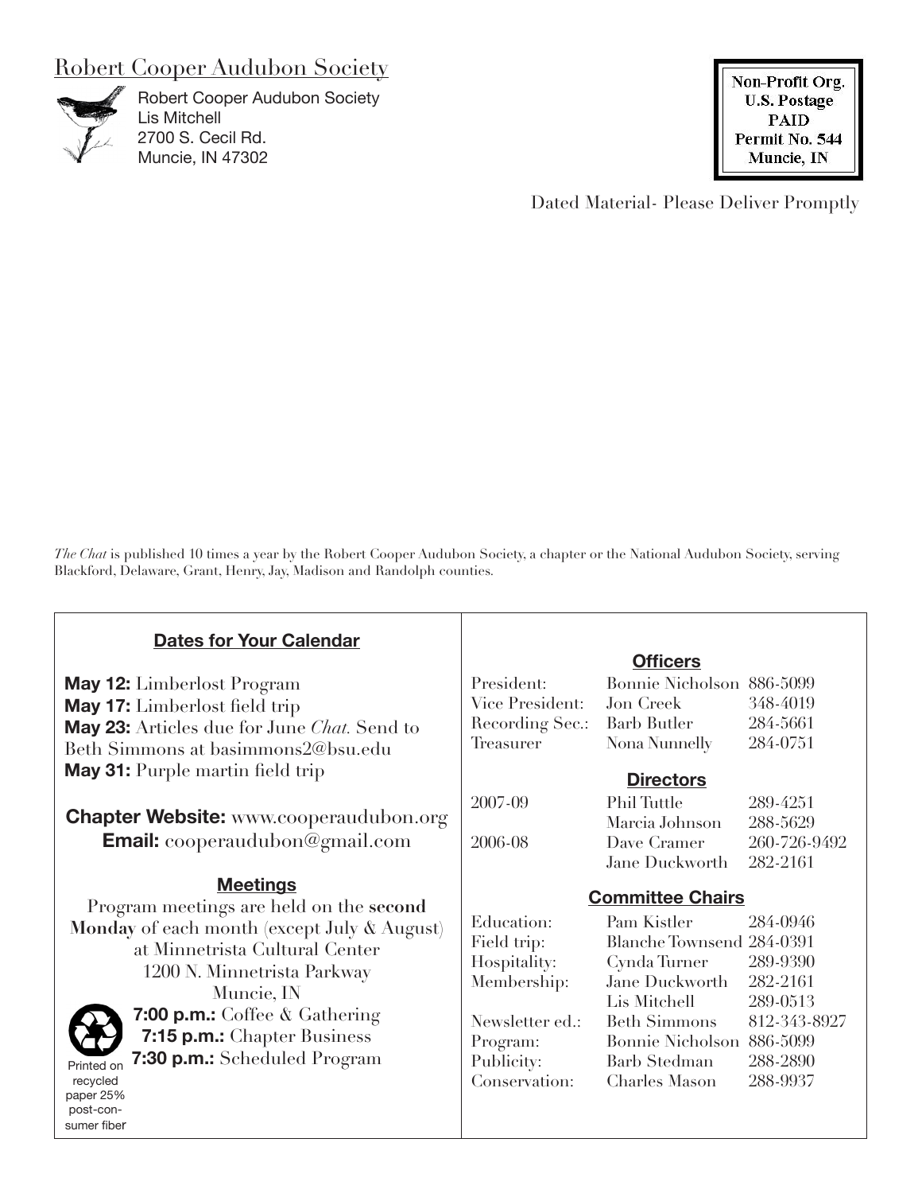Robert Cooper Audubon Society

Robert Cooper Audubon Society
Lis Mitchell
2700 S. Cecil Rd.
Muncie, IN 47302

Non-Profit Org.
U.S. Postage
PAID
Permit No. 544
Muncie, IN

Dated Material- Please Deliver Promptly

*The Chat* is published 10 times a year by the Robert Cooper Audubon Society, a chapter or the National Audubon Society, serving Blackford, Delaware, Grant, Henry, Jay, Madison and Randolph counties.

## Dates for Your Calendar

**May 12:** Limberlost Program
**May 17:** Limberlost field trip
**May 23:** Articles due for June *Chat.* Send to Beth Simmons at basimmons2@bsu.edu
**May 31:** Purple martin field trip

**Chapter Website:** www.cooperaudubon.org
**Email:** cooperaudubon@gmail.com

## Meetings

Program meetings are held on the **second Monday** of each month (except July & August) at Minnetrista Cultural Center
1200 N. Minnetrista Parkway
Muncie, IN

**7:00 p.m.:** Coffee & Gathering
**7:15 p.m.:** Chapter Business
**7:30 p.m.:** Scheduled Program

Printed on recycled paper 25% post-consumer fiber

## Officers

| | | |
|---|---|---|
| President: | Bonnie Nicholson | 886-5099 |
| Vice President: | Jon Creek | 348-4019 |
| Recording Sec.: | Barb Butler | 284-5661 |
| Treasurer | Nona Nunnelly | 284-0751 |

## Directors

| | | |
|---|---|---|
| 2007-09 | Phil Tuttle | 289-4251 |
| | Marcia Johnson | 288-5629 |
| 2006-08 | Dave Cramer | 260-726-9492 |
| | Jane Duckworth | 282-2161 |

## Committee Chairs

| | | |
|---|---|---|
| Education: | Pam Kistler | 284-0946 |
| Field trip: | Blanche Townsend | 284-0391 |
| Hospitality: | Cynda Turner | 289-9390 |
| Membership: | Jane Duckworth | 282-2161 |
| | Lis Mitchell | 289-0513 |
| Newsletter ed.: | Beth Simmons | 812-343-8927 |
| Program: | Bonnie Nicholson | 886-5099 |
| Publicity: | Barb Stedman | 288-2890 |
| Conservation: | Charles Mason | 288-9937 |